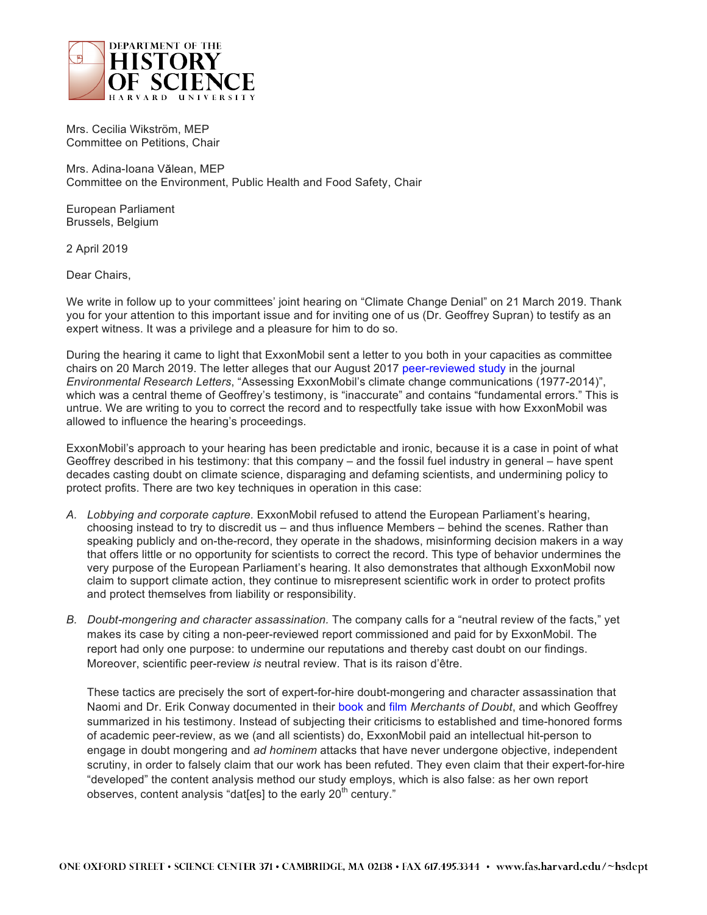DEPARTMENT OF THE HISTORY OF SCIENCE
HARVARD UNIVERSITY

Mrs. Cecilia Wikström, MEP
Committee on Petitions, Chair

Mrs. Adina-Ioana Vălean, MEP
Committee on the Environment, Public Health and Food Safety, Chair

European Parliament
Brussels, Belgium

2 April 2019

Dear Chairs,

We write in follow up to your committees' joint hearing on "Climate Change Denial" on 21 March 2019. Thank you for your attention to this important issue and for inviting one of us (Dr. Geoffrey Supran) to testify as an expert witness. It was a privilege and a pleasure for him to do so.

During the hearing it came to light that ExxonMobil sent a letter to you both in your capacities as committee chairs on 20 March 2019. The letter alleges that our August 2017 peer-reviewed study in the journal *Environmental Research Letters*, "Assessing ExxonMobil's climate change communications (1977-2014)", which was a central theme of Geoffrey's testimony, is "inaccurate" and contains "fundamental errors." This is untrue. We are writing to you to correct the record and to respectfully take issue with how ExxonMobil was allowed to influence the hearing's proceedings.

ExxonMobil's approach to your hearing has been predictable and ironic, because it is a case in point of what Geoffrey described in his testimony: that this company – and the fossil fuel industry in general – have spent decades casting doubt on climate science, disparaging and defaming scientists, and undermining policy to protect profits. There are two key techniques in operation in this case:

A. *Lobbying and corporate capture.* ExxonMobil refused to attend the European Parliament's hearing, choosing instead to try to discredit us – and thus influence Members – behind the scenes. Rather than speaking publicly and on-the-record, they operate in the shadows, misinforming decision makers in a way that offers little or no opportunity for scientists to correct the record. This type of behavior undermines the very purpose of the European Parliament's hearing. It also demonstrates that although ExxonMobil now claim to support climate action, they continue to misrepresent scientific work in order to protect profits and protect themselves from liability or responsibility.

B. *Doubt-mongering and character assassination.* The company calls for a "neutral review of the facts," yet makes its case by citing a non-peer-reviewed report commissioned and paid for by ExxonMobil. The report had only one purpose: to undermine our reputations and thereby cast doubt on our findings. Moreover, scientific peer-review *is* neutral review. That is its raison d'être.

   These tactics are precisely the sort of expert-for-hire doubt-mongering and character assassination that Naomi and Dr. Erik Conway documented in their book and film *Merchants of Doubt*, and which Geoffrey summarized in his testimony. Instead of subjecting their criticisms to established and time-honored forms of academic peer-review, as we (and all scientists) do, ExxonMobil paid an intellectual hit-person to engage in doubt mongering and *ad hominem* attacks that have never undergone objective, independent scrutiny, in order to falsely claim that our work has been refuted. They even claim that their expert-for-hire "developed" the content analysis method our study employs, which is also false: as her own report observes, content analysis "dat[es] to the early 20th century."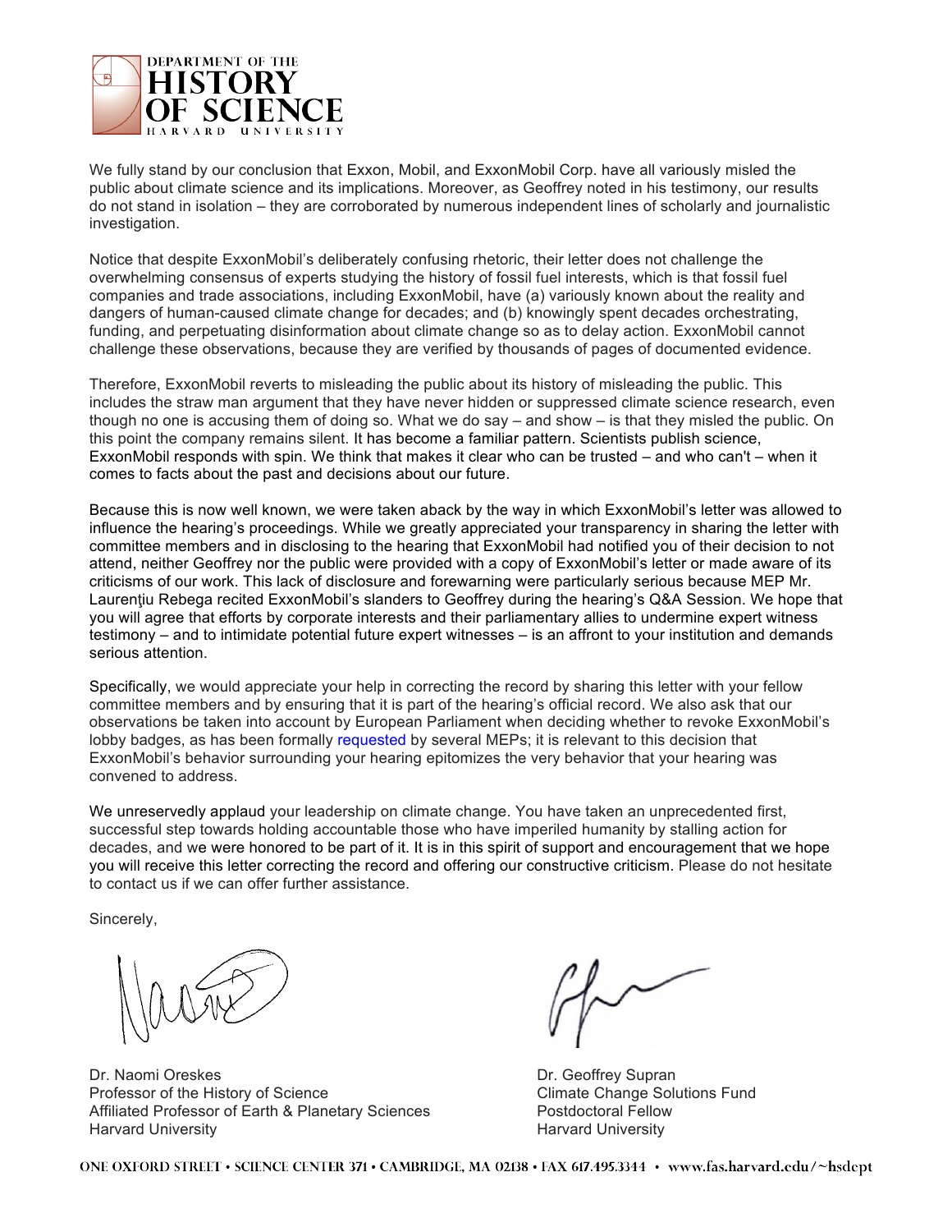We fully stand by our conclusion that Exxon, Mobil, and ExxonMobil Corp. have all variously misled the public about climate science and its implications. Moreover, as Geoffrey noted in his testimony, our results do not stand in isolation – they are corroborated by numerous independent lines of scholarly and journalistic investigation.

Notice that despite ExxonMobil's deliberately confusing rhetoric, their letter does not challenge the overwhelming consensus of experts studying the history of fossil fuel interests, which is that fossil fuel companies and trade associations, including ExxonMobil, have (a) variously known about the reality and dangers of human-caused climate change for decades; and (b) knowingly spent decades orchestrating, funding, and perpetuating disinformation about climate change so as to delay action. ExxonMobil cannot challenge these observations, because they are verified by thousands of pages of documented evidence.

Therefore, ExxonMobil reverts to misleading the public about its history of misleading the public. This includes the straw man argument that they have never hidden or suppressed climate science research, even though no one is accusing them of doing so. What we do say – and show – is that they misled the public. On this point the company remains silent. It has become a familiar pattern. Scientists publish science, ExxonMobil responds with spin. We think that makes it clear who can be trusted – and who can't – when it comes to facts about the past and decisions about our future.

Because this is now well known, we were taken aback by the way in which ExxonMobil's letter was allowed to influence the hearing's proceedings. While we greatly appreciated your transparency in sharing the letter with committee members and in disclosing to the hearing that ExxonMobil had notified you of their decision to not attend, neither Geoffrey nor the public were provided with a copy of ExxonMobil's letter or made aware of its criticisms of our work. This lack of disclosure and forewarning were particularly serious because MEP Mr. Laurenţiu Rebega recited ExxonMobil's slanders to Geoffrey during the hearing's Q&A Session. We hope that you will agree that efforts by corporate interests and their parliamentary allies to undermine expert witness testimony – and to intimidate potential future expert witnesses – is an affront to your institution and demands serious attention.

Specifically, we would appreciate your help in correcting the record by sharing this letter with your fellow committee members and by ensuring that it is part of the hearing's official record. We also ask that our observations be taken into account by European Parliament when deciding whether to revoke ExxonMobil's lobby badges, as has been formally requested by several MEPs; it is relevant to this decision that ExxonMobil's behavior surrounding your hearing epitomizes the very behavior that your hearing was convened to address.

We unreservedly applaud your leadership on climate change. You have taken an unprecedented first, successful step towards holding accountable those who have imperiled humanity by stalling action for decades, and we were honored to be part of it. It is in this spirit of support and encouragement that we hope you will receive this letter correcting the record and offering our constructive criticism. Please do not hesitate to contact us if we can offer further assistance.

Sincerely,

Dr. Naomi Oreskes
Professor of the History of Science
Affiliated Professor of Earth & Planetary Sciences
Harvard University

Dr. Geoffrey Supran
Climate Change Solutions Fund
Postdoctoral Fellow
Harvard University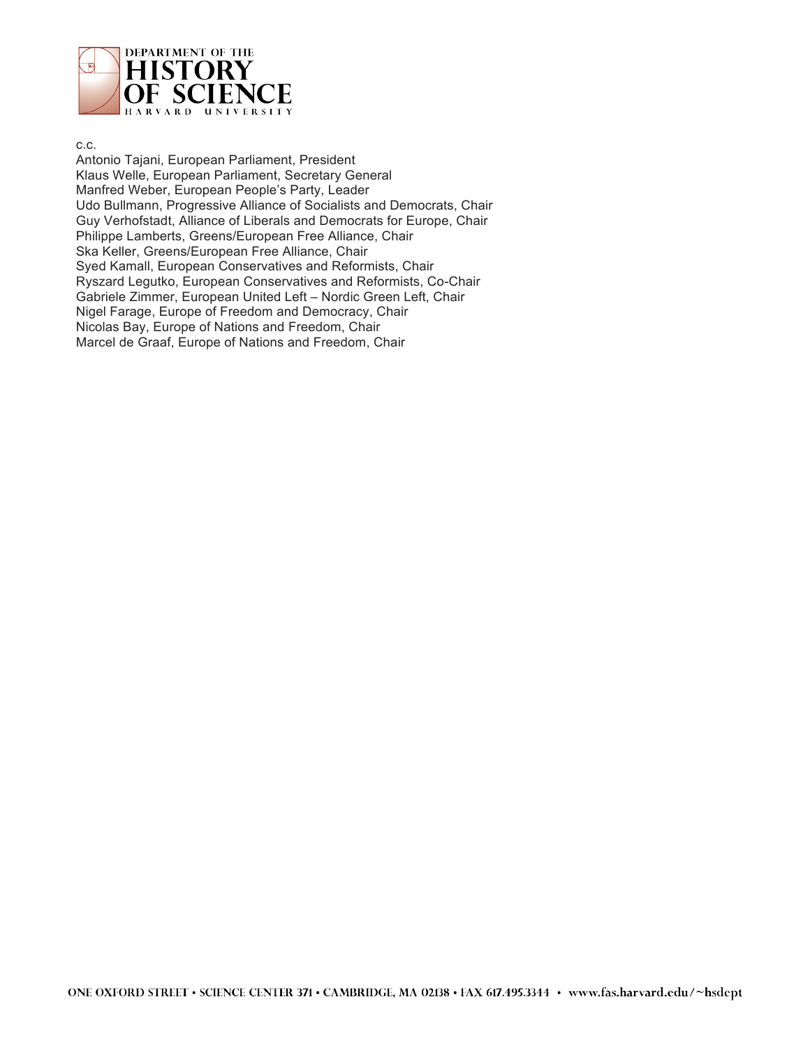c.c.

Antonio Tajani, European Parliament, President
Klaus Welle, European Parliament, Secretary General
Manfred Weber, European People's Party, Leader
Udo Bullmann, Progressive Alliance of Socialists and Democrats, Chair
Guy Verhofstadt, Alliance of Liberals and Democrats for Europe, Chair
Philippe Lamberts, Greens/European Free Alliance, Chair
Ska Keller, Greens/European Free Alliance, Chair
Syed Kamall, European Conservatives and Reformists, Chair
Ryszard Legutko, European Conservatives and Reformists, Co-Chair
Gabriele Zimmer, European United Left – Nordic Green Left, Chair
Nigel Farage, Europe of Freedom and Democracy, Chair
Nicolas Bay, Europe of Nations and Freedom, Chair
Marcel de Graaf, Europe of Nations and Freedom, Chair